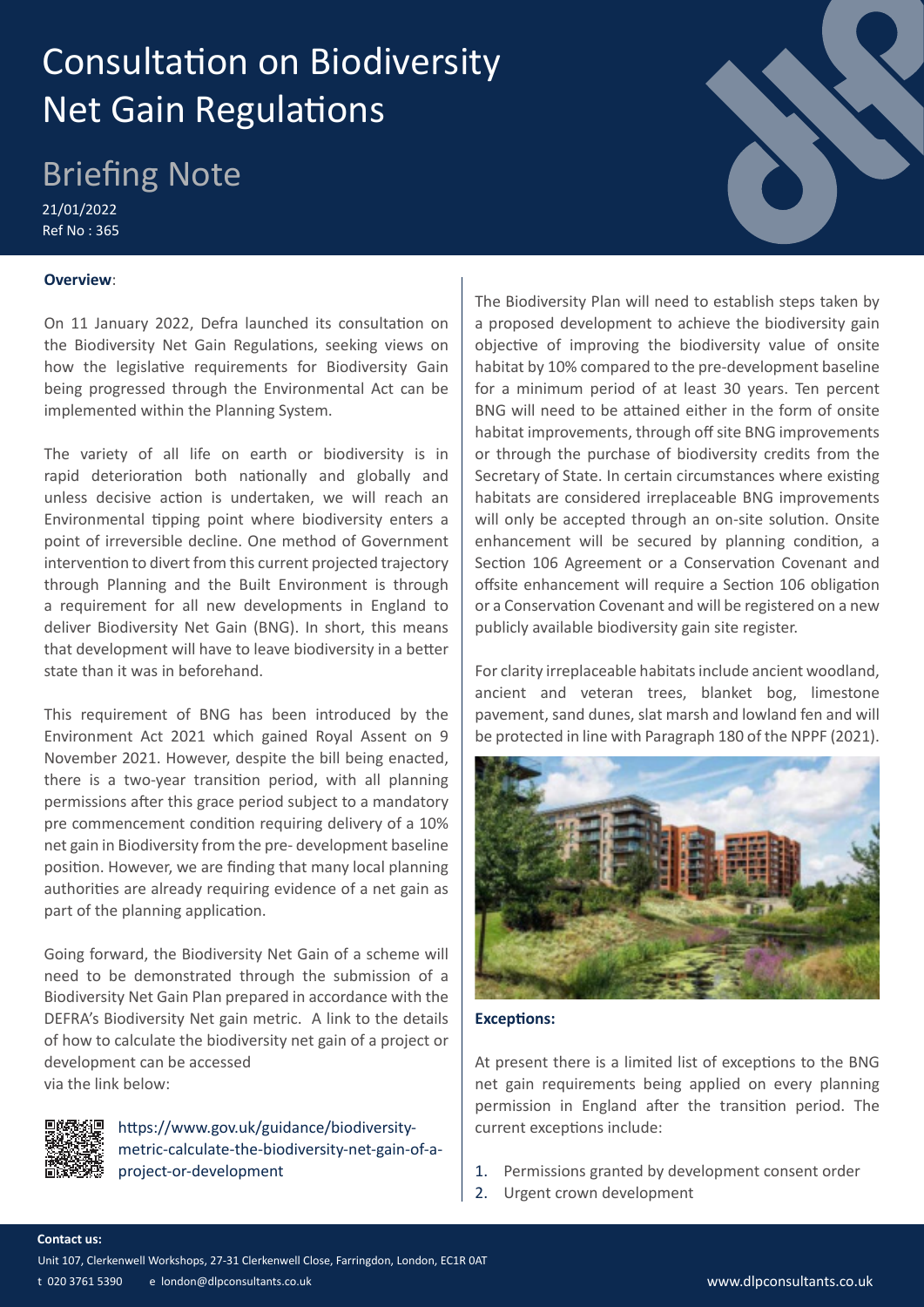# Consultation on Biodiversity Net Gain Regulations

## Briefing Note

21/01/2022
Ref No : 365

**Overview**:

On 11 January 2022, Defra launched its consultation on the Biodiversity Net Gain Regulations, seeking views on how the legislative requirements for Biodiversity Gain being progressed through the Environmental Act can be implemented within the Planning System.

The variety of all life on earth or biodiversity is in rapid deterioration both nationally and globally and unless decisive action is undertaken, we will reach an Environmental tipping point where biodiversity enters a point of irreversible decline. One method of Government intervention to divert from this current projected trajectory through Planning and the Built Environment is through a requirement for all new developments in England to deliver Biodiversity Net Gain (BNG). In short, this means that development will have to leave biodiversity in a better state than it was in beforehand.

This requirement of BNG has been introduced by the Environment Act 2021 which gained Royal Assent on 9 November 2021. However, despite the bill being enacted, there is a two-year transition period, with all planning permissions after this grace period subject to a mandatory pre commencement condition requiring delivery of a 10% net gain in Biodiversity from the pre- development baseline position. However, we are finding that many local planning authorities are already requiring evidence of a net gain as part of the planning application.

Going forward, the Biodiversity Net Gain of a scheme will need to be demonstrated through the submission of a Biodiversity Net Gain Plan prepared in accordance with the DEFRA's Biodiversity Net gain metric. A link to the details of how to calculate the biodiversity net gain of a project or development can be accessed via the link below:

https://www.gov.uk/guidance/biodiversity-metric-calculate-the-biodiversity-net-gain-of-a-project-or-development

The Biodiversity Plan will need to establish steps taken by a proposed development to achieve the biodiversity gain objective of improving the biodiversity value of onsite habitat by 10% compared to the pre-development baseline for a minimum period of at least 30 years. Ten percent BNG will need to be attained either in the form of onsite habitat improvements, through off site BNG improvements or through the purchase of biodiversity credits from the Secretary of State. In certain circumstances where existing habitats are considered irreplaceable BNG improvements will only be accepted through an on-site solution. Onsite enhancement will be secured by planning condition, a Section 106 Agreement or a Conservation Covenant and offsite enhancement will require a Section 106 obligation or a Conservation Covenant and will be registered on a new publicly available biodiversity gain site register.

For clarity irreplaceable habitats include ancient woodland, ancient and veteran trees, blanket bog, limestone pavement, sand dunes, slat marsh and lowland fen and will be protected in line with Paragraph 180 of the NPPF (2021).

**Exceptions:**

At present there is a limited list of exceptions to the BNG net gain requirements being applied on every planning permission in England after the transition period. The current exceptions include:

1. Permissions granted by development consent order
2. Urgent crown development

**Contact us:**
Unit 107, Clerkenwell Workshops, 27-31 Clerkenwell Close, Farringdon, London, EC1R 0AT
t 020 3761 5390 e london@dlpconsultants.co.uk
www.dlpconsultants.co.uk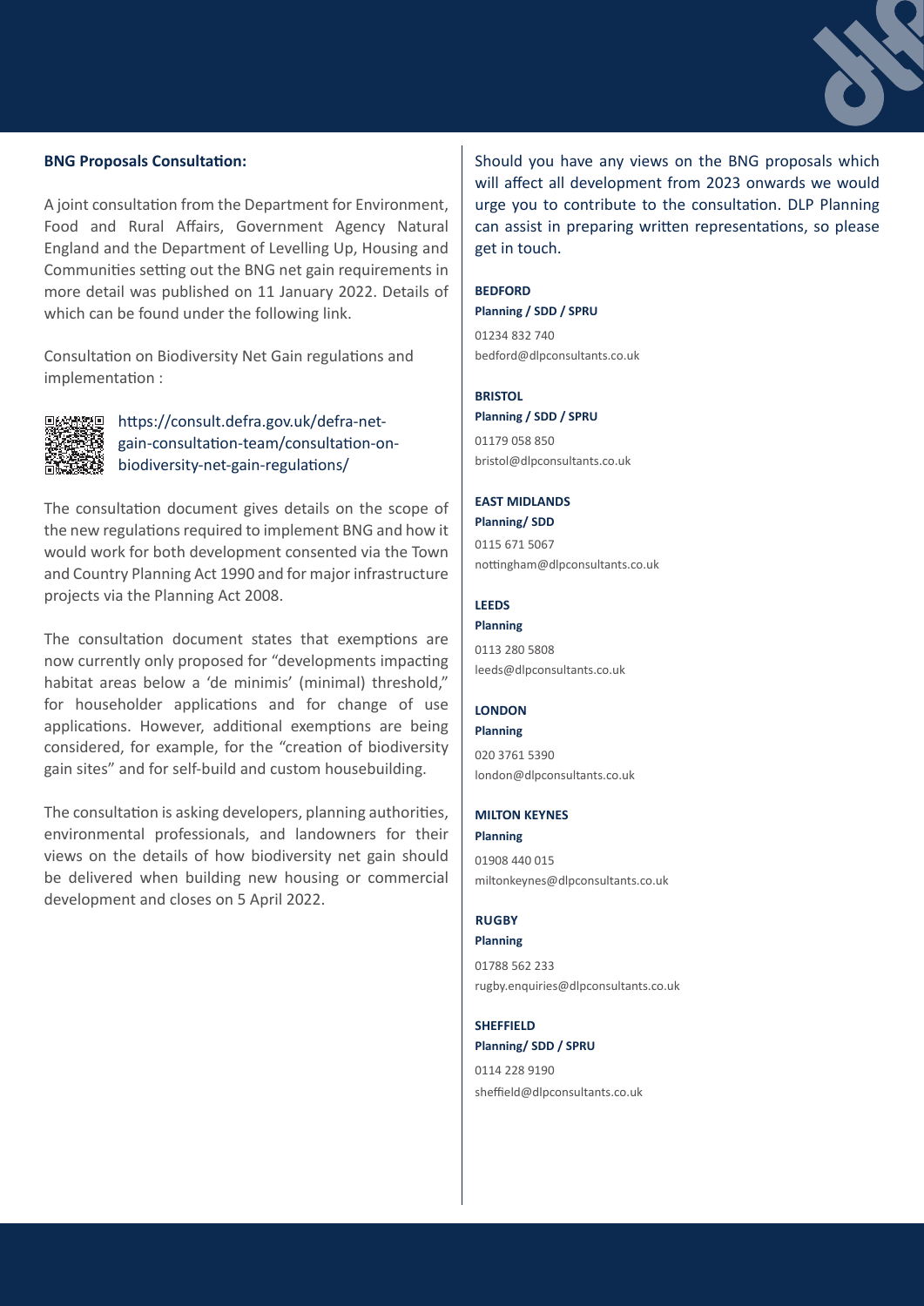**BNG Proposals Consultation:**

A joint consultation from the Department for Environment, Food and Rural Affairs, Government Agency Natural England and the Department of Levelling Up, Housing and Communities setting out the BNG net gain requirements in more detail was published on 11 January 2022. Details of which can be found under the following link.

Consultation on Biodiversity Net Gain regulations and implementation :

https://consult.defra.gov.uk/defra-net-gain-consultation-team/consultation-on-biodiversity-net-gain-regulations/

The consultation document gives details on the scope of the new regulations required to implement BNG and how it would work for both development consented via the Town and Country Planning Act 1990 and for major infrastructure projects via the Planning Act 2008.

The consultation document states that exemptions are now currently only proposed for "developments impacting habitat areas below a 'de minimis' (minimal) threshold," for householder applications and for change of use applications. However, additional exemptions are being considered, for example, for the "creation of biodiversity gain sites" and for self-build and custom housebuilding.

The consultation is asking developers, planning authorities, environmental professionals, and landowners for their views on the details of how biodiversity net gain should be delivered when building new housing or commercial development and closes on 5 April 2022.

Should you have any views on the BNG proposals which will affect all development from 2023 onwards we would urge you to contribute to the consultation. DLP Planning can assist in preparing written representations, so please get in touch.

**BEDFORD**
**Planning / SDD / SPRU**
01234 832 740
bedford@dlpconsultants.co.uk

**BRISTOL**
**Planning / SDD / SPRU**
01179 058 850
bristol@dlpconsultants.co.uk

**EAST MIDLANDS**
**Planning/ SDD**
0115 671 5067
nottingham@dlpconsultants.co.uk

**LEEDS**
**Planning**
0113 280 5808
leeds@dlpconsultants.co.uk

**LONDON**
**Planning**
020 3761 5390
london@dlpconsultants.co.uk

**MILTON KEYNES**
**Planning**
01908 440 015
miltonkeynes@dlpconsultants.co.uk

**RUGBY**
**Planning**
01788 562 233
rugby.enquiries@dlpconsultants.co.uk

**SHEFFIELD**
**Planning/ SDD / SPRU**
0114 228 9190
sheffield@dlpconsultants.co.uk